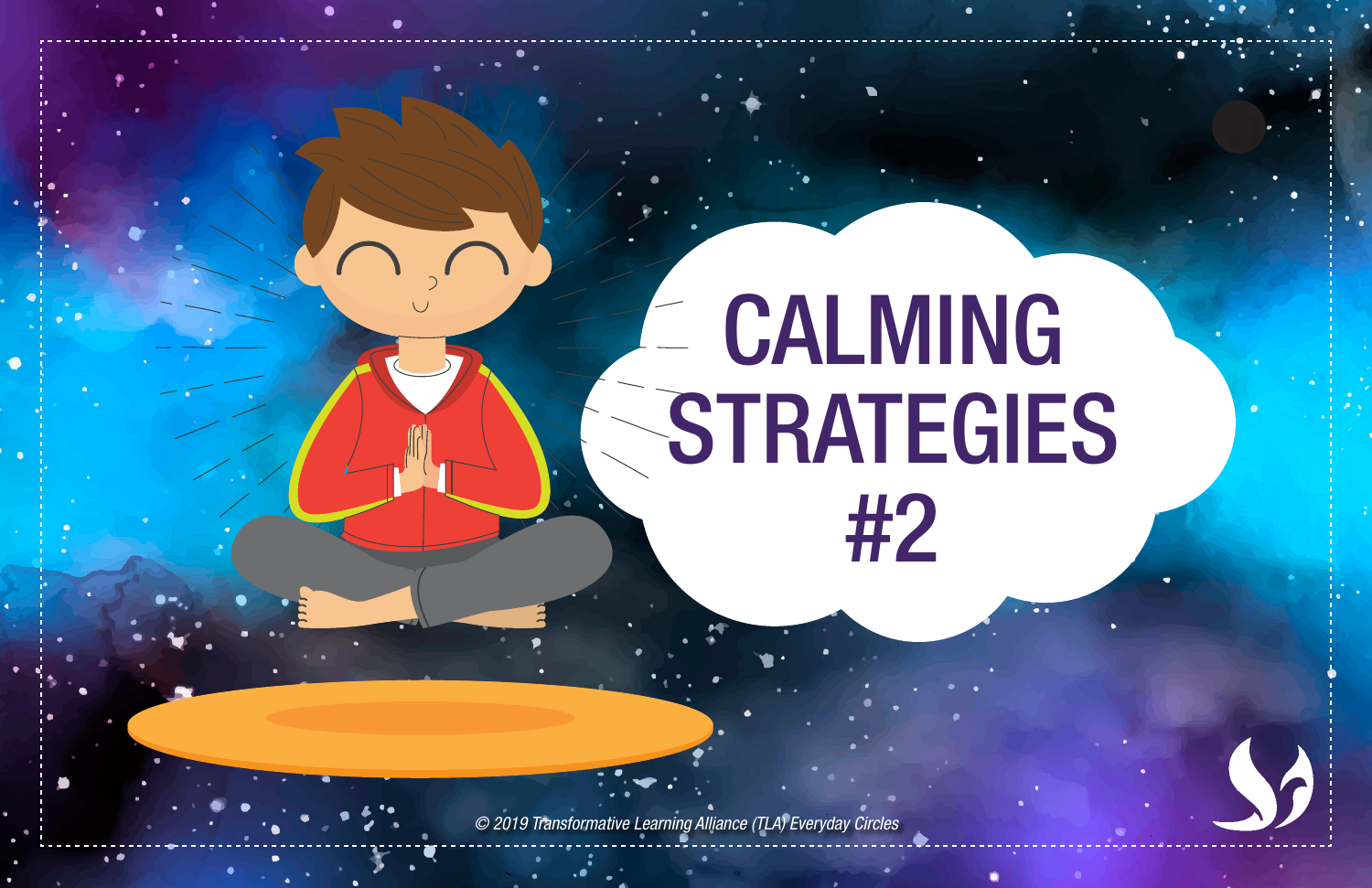# CALMING STRATEGIES #2

© 2019 Transformative Learning Alliance (TLA) Everyday Circles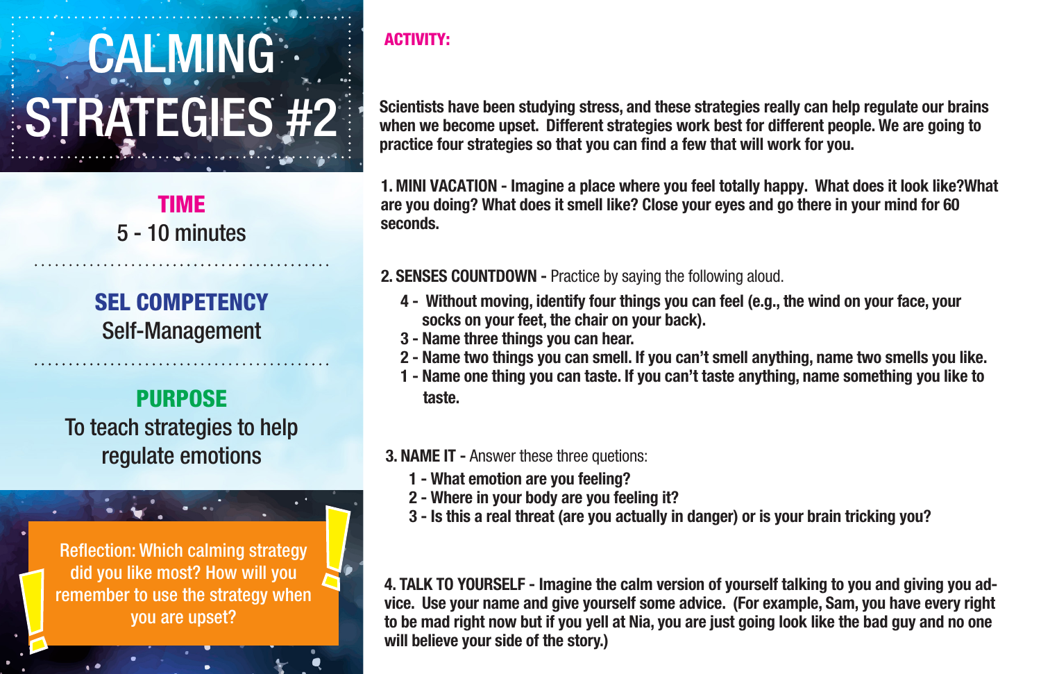# CALMING STRATEGIES #2

**TIME**
5 - 10 minutes

**SEL COMPETENCY**
Self-Management

**PURPOSE**
To teach strategies to help regulate emotions

Reflection: Which calming strategy did you like most? How will you remember to use the strategy when you are upset?

**ACTIVITY:**

**Scientists have been studying stress, and these strategies really can help regulate our brains when we become upset. Different strategies work best for different people. We are going to practice four strategies so that you can find a few that will work for you.**

**1. MINI VACATION - Imagine a place where you feel totally happy. What does it look like?What are you doing? What does it smell like? Close your eyes and go there in your mind for 60 seconds.**

**2. SENSES COUNTDOWN -** Practice by saying the following aloud.

- **4 - Without moving, identify four things you can feel (e.g., the wind on your face, your socks on your feet, the chair on your back).**
- **3 - Name three things you can hear.**
- **2 - Name two things you can smell. If you can't smell anything, name two smells you like.**
- **1 - Name one thing you can taste. If you can't taste anything, name something you like to taste.**

**3. NAME IT -** Answer these three quetions:

- **1 - What emotion are you feeling?**
- **2 - Where in your body are you feeling it?**
- **3 - Is this a real threat (are you actually in danger) or is your brain tricking you?**

**4. TALK TO YOURSELF - Imagine the calm version of yourself talking to you and giving you advice. Use your name and give yourself some advice. (For example, Sam, you have every right to be mad right now but if you yell at Nia, you are just going look like the bad guy and no one will believe your side of the story.)**